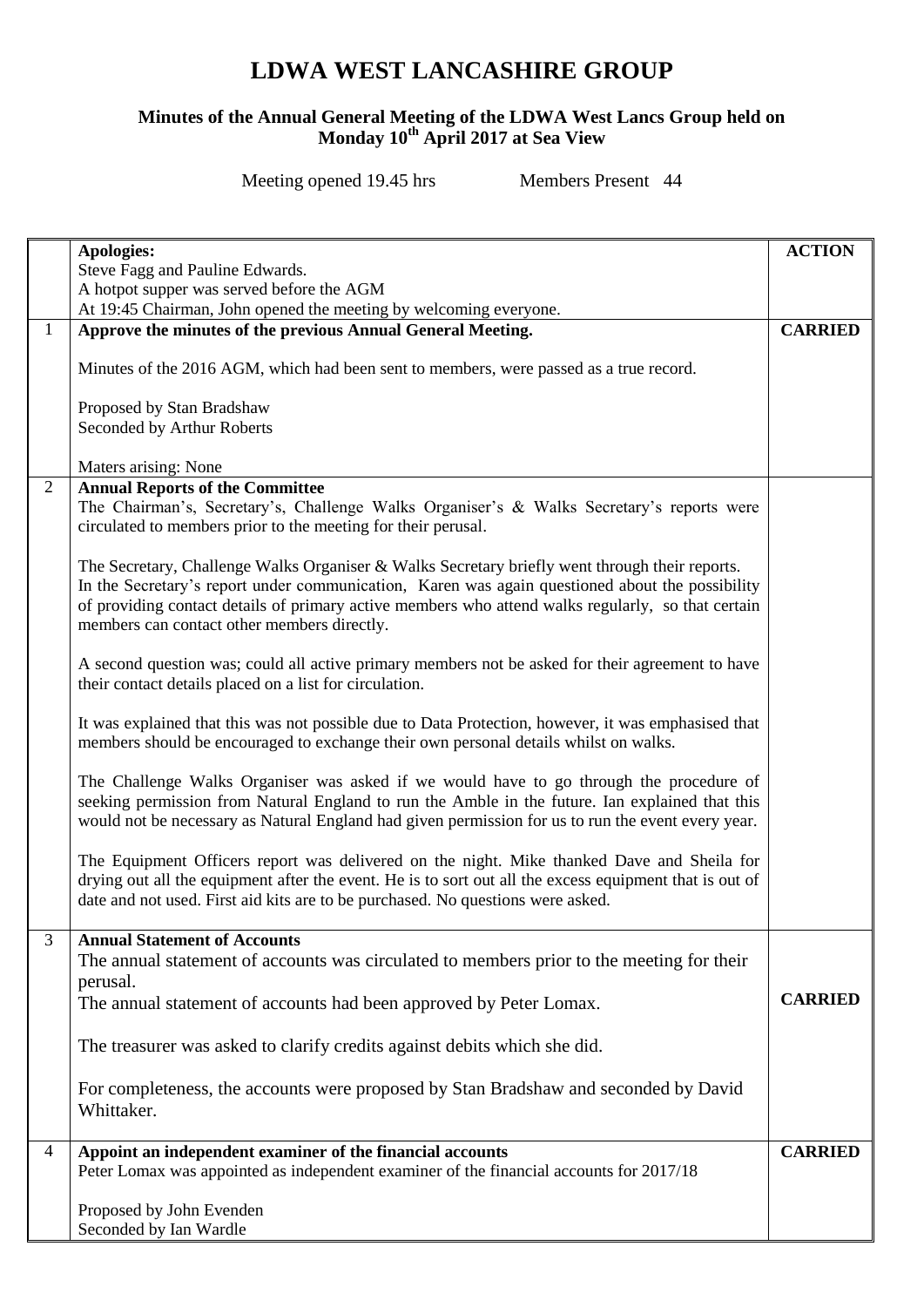# LDWA WEST LANCASHIRE GROUP

### Minutes of the Annual General Meeting of the LDWA West Lancs Group held on Monday 10th April 2017 at Sea View

Meeting opened 19.45 hrs Members Present 44

| | | ACTION |
|---|---|---|
| | **Apologies:**<br>Steve Fagg and Pauline Edwards.<br>A hotpot supper was served before the AGM<br>At 19:45 Chairman, John opened the meeting by welcoming everyone. | |
| 1 | **Approve the minutes of the previous Annual General Meeting.**<br><br>Minutes of the 2016 AGM, which had been sent to members, were passed as a true record.<br><br>Proposed by Stan Bradshaw<br>Seconded by Arthur Roberts<br><br>Maters arising: None | **CARRIED** |
| 2 | **Annual Reports of the Committee**<br>The Chairman's, Secretary's, Challenge Walks Organiser's & Walks Secretary's reports were circulated to members prior to the meeting for their perusal.<br><br>The Secretary, Challenge Walks Organiser & Walks Secretary briefly went through their reports. In the Secretary's report under communication, Karen was again questioned about the possibility of providing contact details of primary active members who attend walks regularly, so that certain members can contact other members directly.<br><br>A second question was; could all active primary members not be asked for their agreement to have their contact details placed on a list for circulation.<br><br>It was explained that this was not possible due to Data Protection, however, it was emphasised that members should be encouraged to exchange their own personal details whilst on walks.<br><br>The Challenge Walks Organiser was asked if we would have to go through the procedure of seeking permission from Natural England to run the Amble in the future. Ian explained that this would not be necessary as Natural England had given permission for us to run the event every year.<br><br>The Equipment Officers report was delivered on the night. Mike thanked Dave and Sheila for drying out all the equipment after the event. He is to sort out all the excess equipment that is out of date and not used. First aid kits are to be purchased. No questions were asked. | |
| 3 | **Annual Statement of Accounts**<br>The annual statement of accounts was circulated to members prior to the meeting for their perusal.<br>The annual statement of accounts had been approved by Peter Lomax.<br><br>The treasurer was asked to clarify credits against debits which she did.<br><br>For completeness, the accounts were proposed by Stan Bradshaw and seconded by David Whittaker. | **CARRIED** |
| 4 | **Appoint an independent examiner of the financial accounts**<br>Peter Lomax was appointed as independent examiner of the financial accounts for 2017/18<br><br>Proposed by John Evenden<br>Seconded by Ian Wardle | **CARRIED** |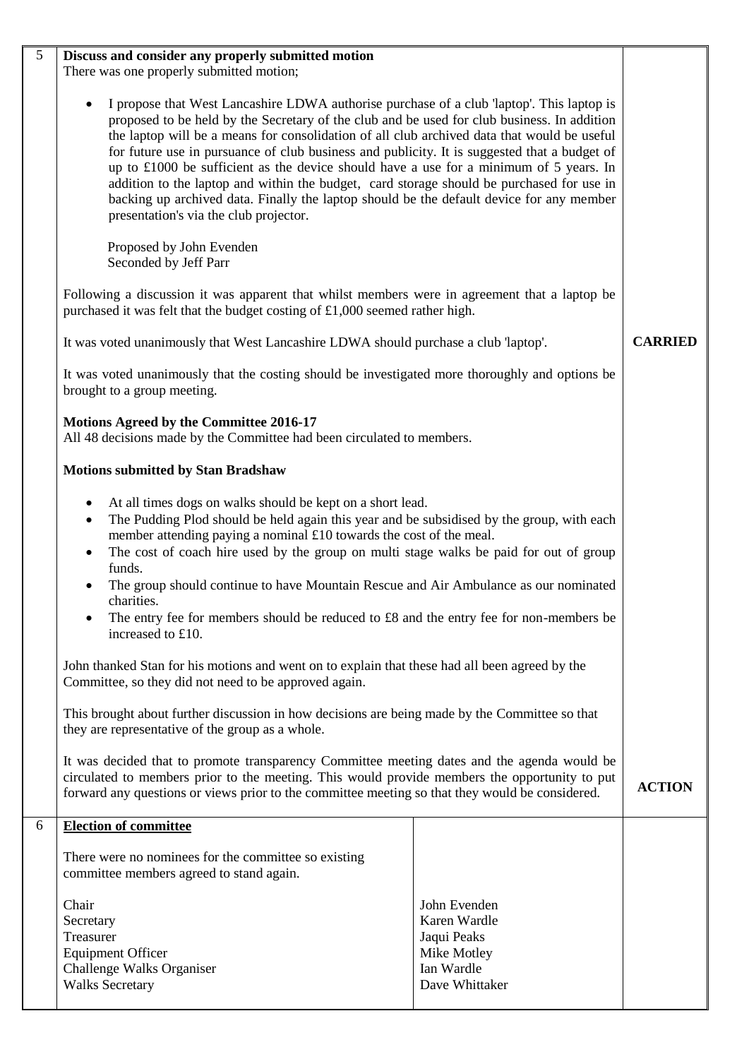| | | |
|---|---|---|
| 5 | **Discuss and consider any properly submitted motion**<br>There was one properly submitted motion;<br><br>• I propose that West Lancashire LDWA authorise purchase of a club 'laptop'. This laptop is proposed to be held by the Secretary of the club and be used for club business. In addition the laptop will be a means for consolidation of all club archived data that would be useful for future use in pursuance of club business and publicity. It is suggested that a budget of up to £1000 be sufficient as the device should have a use for a minimum of 5 years. In addition to the laptop and within the budget, card storage should be purchased for use in backing up archived data. Finally the laptop should be the default device for any member presentation's via the club projector.<br><br>Proposed by John Evenden<br>Seconded by Jeff Parr<br><br>Following a discussion it was apparent that whilst members were in agreement that a laptop be purchased it was felt that the budget costing of £1,000 seemed rather high.<br><br>It was voted unanimously that West Lancashire LDWA should purchase a club 'laptop'.<br><br>It was voted unanimously that the costing should be investigated more thoroughly and options be brought to a group meeting.<br><br>**Motions Agreed by the Committee 2016-17**<br>All 48 decisions made by the Committee had been circulated to members.<br><br>**Motions submitted by Stan Bradshaw**<br><br>• At all times dogs on walks should be kept on a short lead.<br>• The Pudding Plod should be held again this year and be subsidised by the group, with each member attending paying a nominal £10 towards the cost of the meal.<br>• The cost of coach hire used by the group on multi stage walks be paid for out of group funds.<br>• The group should continue to have Mountain Rescue and Air Ambulance as our nominated charities.<br>• The entry fee for members should be reduced to £8 and the entry fee for non-members be increased to £10.<br><br>John thanked Stan for his motions and went on to explain that these had all been agreed by the Committee, so they did not need to be approved again.<br><br>This brought about further discussion in how decisions are being made by the Committee so that they are representative of the group as a whole.<br><br>It was decided that to promote transparency Committee meeting dates and the agenda would be circulated to members prior to the meeting. This would provide members the opportunity to put forward any questions or views prior to the committee meeting so that they would be considered. | **CARRIED**<br><br>**ACTION** |
| 6 | **Election of committee**<br><br>There were no nominees for the committee so existing committee members agreed to stand again.<br><br>Chair — John Evenden<br>Secretary — Karen Wardle<br>Treasurer — Jaqui Peaks<br>Equipment Officer — Mike Motley<br>Challenge Walks Organiser — Ian Wardle<br>Walks Secretary — Dave Whittaker | |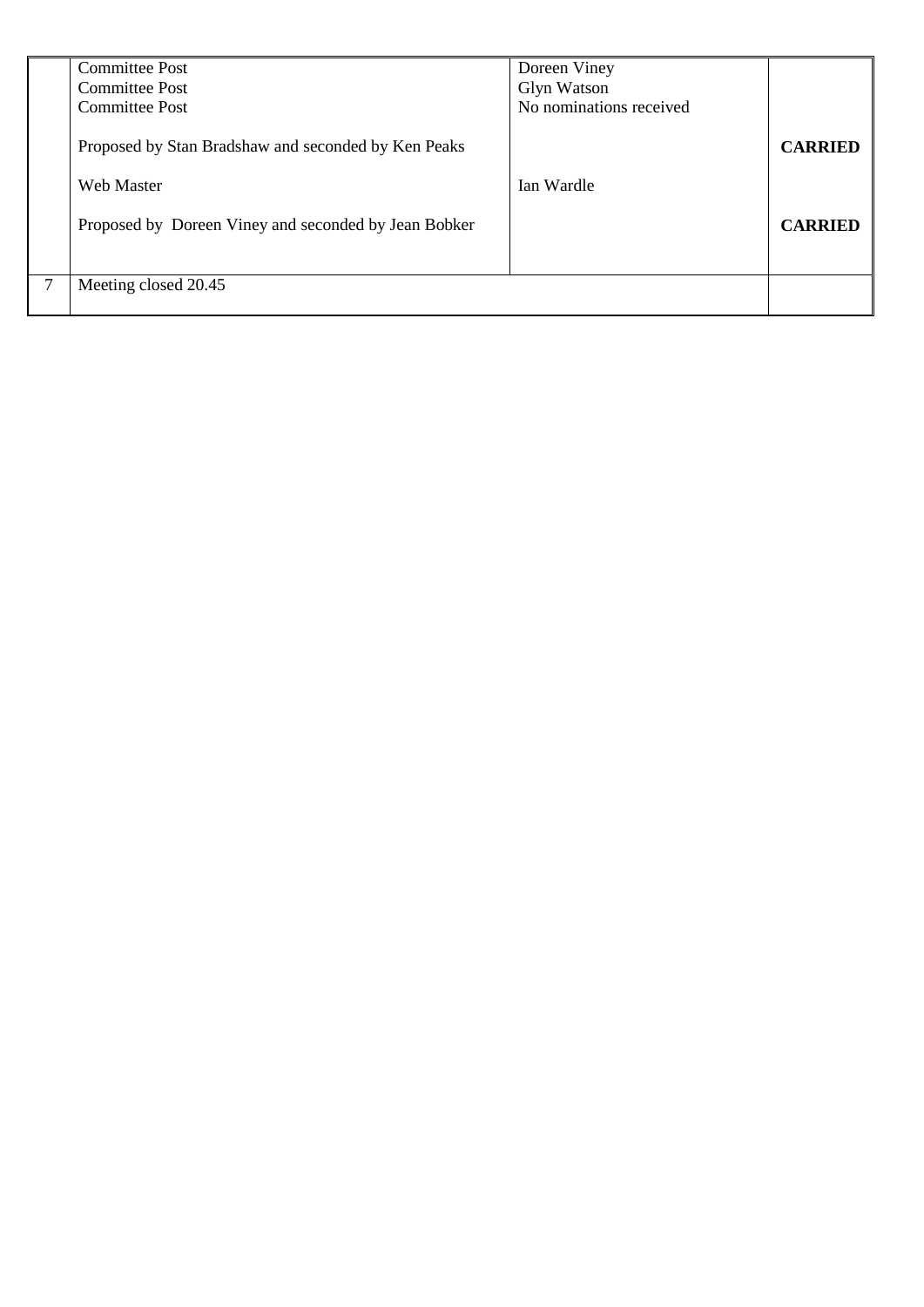| | | | |
|---|---|---|---|
| | Committee Post<br>Committee Post<br>Committee Post | Doreen Viney<br>Glyn Watson<br>No nominations received | |
| | Proposed by Stan Bradshaw and seconded by Ken Peaks | | **CARRIED** |
| | Web Master | Ian Wardle | |
| | Proposed by Doreen Viney and seconded by Jean Bobker | | **CARRIED** |
| 7 | Meeting closed 20.45 | | |